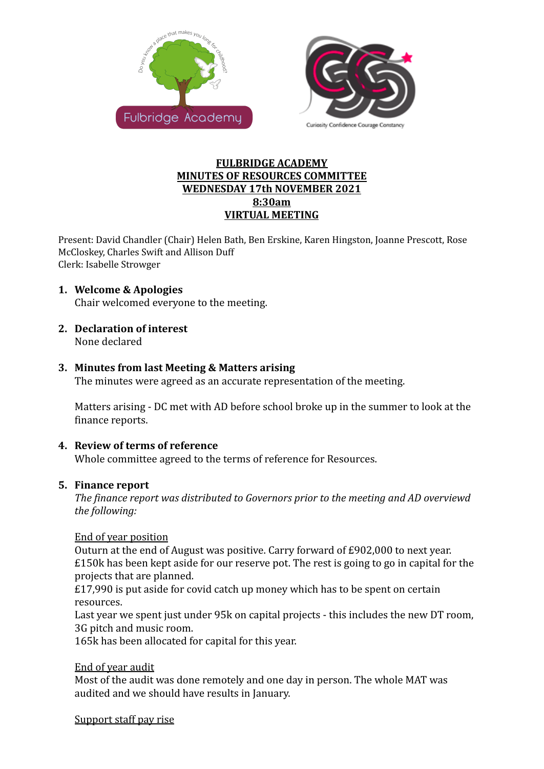**FULBRIDGE ACADEMY**
**MINUTES OF RESOURCES COMMITTEE**
**WEDNESDAY 17th NOVEMBER 2021**
**8:30am**
**VIRTUAL MEETING**

Present: David Chandler (Chair) Helen Bath, Ben Erskine, Karen Hingston, Joanne Prescott, Rose McCloskey, Charles Swift and Allison Duff
Clerk: Isabelle Strowger

1. **Welcome & Apologies**
   Chair welcomed everyone to the meeting.

2. **Declaration of interest**
   None declared

3. **Minutes from last Meeting & Matters arising**
   The minutes were agreed as an accurate representation of the meeting.

   Matters arising - DC met with AD before school broke up in the summer to look at the finance reports.

4. **Review of terms of reference**
   Whole committee agreed to the terms of reference for Resources.

5. **Finance report**
   *The finance report was distributed to Governors prior to the meeting and AD overviewd the following:*

   End of year position
   Outurn at the end of August was positive. Carry forward of £902,000 to next year.
   £150k has been kept aside for our reserve pot. The rest is going to go in capital for the projects that are planned.
   £17,990 is put aside for covid catch up money which has to be spent on certain resources.
   Last year we spent just under 95k on capital projects - this includes the new DT room, 3G pitch and music room.
   165k has been allocated for capital for this year.

   End of year audit
   Most of the audit was done remotely and one day in person. The whole MAT was audited and we should have results in January.

   Support staff pay rise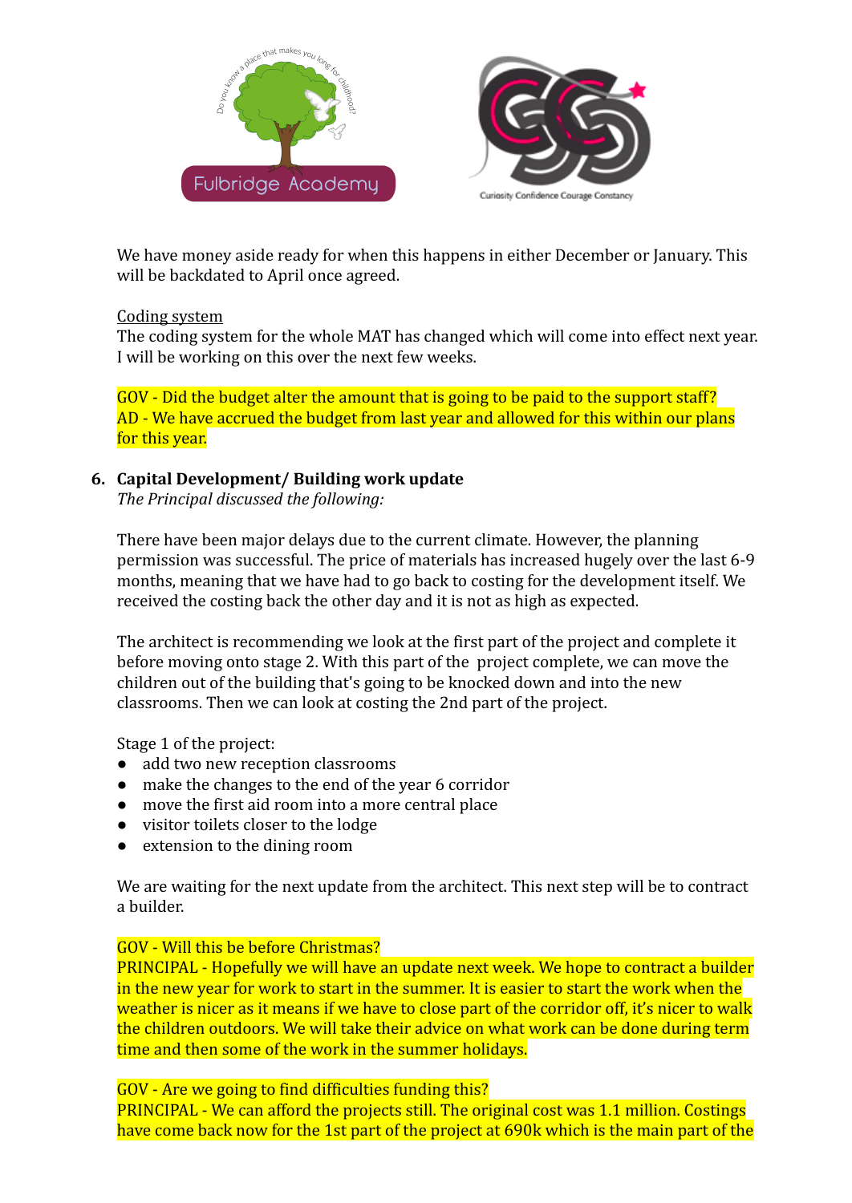We have money aside ready for when this happens in either December or January. This will be backdated to April once agreed.

Coding system

The coding system for the whole MAT has changed which will come into effect next year. I will be working on this over the next few weeks.

GOV - Did the budget alter the amount that is going to be paid to the support staff?
AD - We have accrued the budget from last year and allowed for this within our plans for this year.

**6. Capital Development/ Building work update**

*The Principal discussed the following:*

There have been major delays due to the current climate. However, the planning permission was successful. The price of materials has increased hugely over the last 6-9 months, meaning that we have had to go back to costing for the development itself. We received the costing back the other day and it is not as high as expected.

The architect is recommending we look at the first part of the project and complete it before moving onto stage 2. With this part of the project complete, we can move the children out of the building that's going to be knocked down and into the new classrooms. Then we can look at costing the 2nd part of the project.

Stage 1 of the project:

- add two new reception classrooms
- make the changes to the end of the year 6 corridor
- move the first aid room into a more central place
- visitor toilets closer to the lodge
- extension to the dining room

We are waiting for the next update from the architect. This next step will be to contract a builder.

GOV - Will this be before Christmas?
PRINCIPAL - Hopefully we will have an update next week. We hope to contract a builder in the new year for work to start in the summer. It is easier to start the work when the weather is nicer as it means if we have to close part of the corridor off, it's nicer to walk the children outdoors. We will take their advice on what work can be done during term time and then some of the work in the summer holidays.

GOV - Are we going to find difficulties funding this?
PRINCIPAL - We can afford the projects still. The original cost was 1.1 million. Costings have come back now for the 1st part of the project at 690k which is the main part of the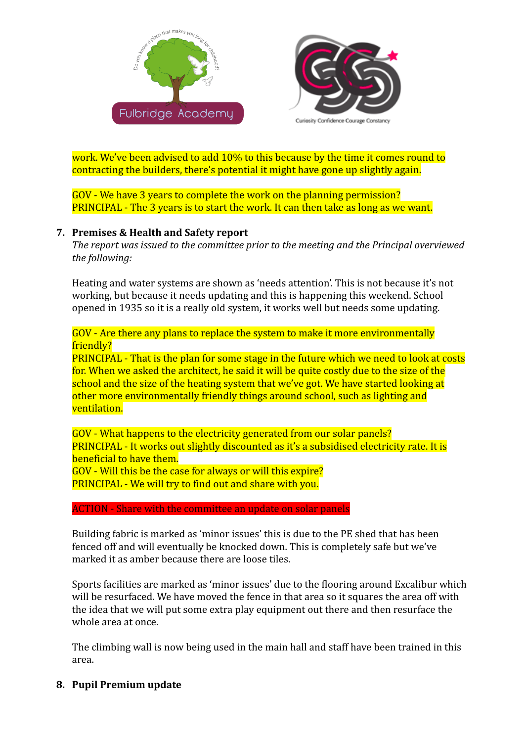work. We've been advised to add 10% to this because by the time it comes round to contracting the builders, there's potential it might have gone up slightly again.

GOV - We have 3 years to complete the work on the planning permission?
PRINCIPAL - The 3 years is to start the work. It can then take as long as we want.

7. **Premises & Health and Safety report**

*The report was issued to the committee prior to the meeting and the Principal overviewed the following:*

Heating and water systems are shown as 'needs attention'. This is not because it's not working, but because it needs updating and this is happening this weekend. School opened in 1935 so it is a really old system, it works well but needs some updating.

GOV - Are there any plans to replace the system to make it more environmentally friendly?
PRINCIPAL - That is the plan for some stage in the future which we need to look at costs for. When we asked the architect, he said it will be quite costly due to the size of the school and the size of the heating system that we've got. We have started looking at other more environmentally friendly things around school, such as lighting and ventilation.

GOV - What happens to the electricity generated from our solar panels?
PRINCIPAL - It works out slightly discounted as it's a subsidised electricity rate. It is beneficial to have them.
GOV - Will this be the case for always or will this expire?
PRINCIPAL - We will try to find out and share with you.

ACTION - Share with the committee an update on solar panels

Building fabric is marked as 'minor issues' this is due to the PE shed that has been fenced off and will eventually be knocked down. This is completely safe but we've marked it as amber because there are loose tiles.

Sports facilities are marked as 'minor issues' due to the flooring around Excalibur which will be resurfaced. We have moved the fence in that area so it squares the area off with the idea that we will put some extra play equipment out there and then resurface the whole area at once.

The climbing wall is now being used in the main hall and staff have been trained in this area.

8. **Pupil Premium update**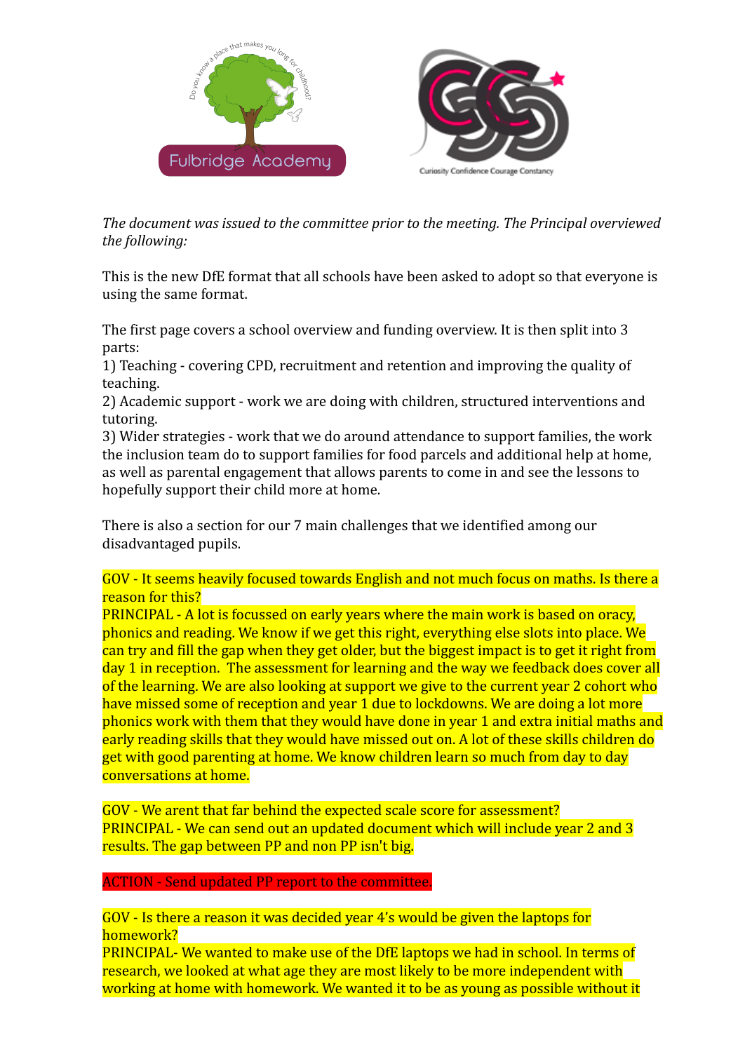*The document was issued to the committee prior to the meeting. The Principal overviewed the following:*

This is the new DfE format that all schools have been asked to adopt so that everyone is using the same format.

The first page covers a school overview and funding overview. It is then split into 3 parts:
1) Teaching - covering CPD, recruitment and retention and improving the quality of teaching.
2) Academic support - work we are doing with children, structured interventions and tutoring.
3) Wider strategies - work that we do around attendance to support families, the work the inclusion team do to support families for food parcels and additional help at home, as well as parental engagement that allows parents to come in and see the lessons to hopefully support their child more at home.

There is also a section for our 7 main challenges that we identified among our disadvantaged pupils.

GOV - It seems heavily focused towards English and not much focus on maths. Is there a reason for this?
PRINCIPAL - A lot is focussed on early years where the main work is based on oracy, phonics and reading. We know if we get this right, everything else slots into place. We can try and fill the gap when they get older, but the biggest impact is to get it right from day 1 in reception. The assessment for learning and the way we feedback does cover all of the learning. We are also looking at support we give to the current year 2 cohort who have missed some of reception and year 1 due to lockdowns. We are doing a lot more phonics work with them that they would have done in year 1 and extra initial maths and early reading skills that they would have missed out on. A lot of these skills children do get with good parenting at home. We know children learn so much from day to day conversations at home.

GOV - We arent that far behind the expected scale score for assessment?
PRINCIPAL - We can send out an updated document which will include year 2 and 3 results. The gap between PP and non PP isn't big.

ACTION - Send updated PP report to the committee.

GOV - Is there a reason it was decided year 4's would be given the laptops for homework?
PRINCIPAL- We wanted to make use of the DfE laptops we had in school. In terms of research, we looked at what age they are most likely to be more independent with working at home with homework. We wanted it to be as young as possible without it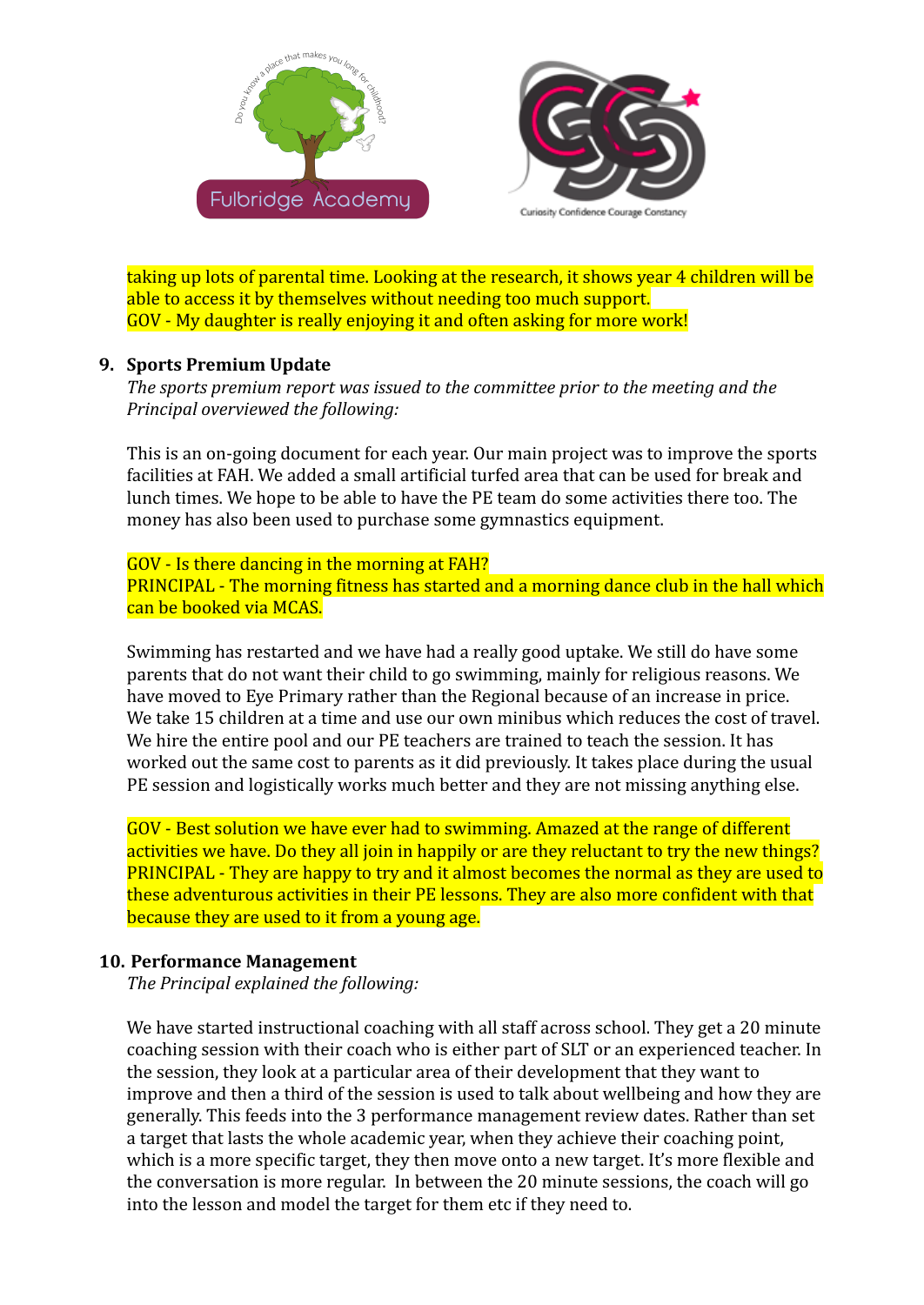taking up lots of parental time. Looking at the research, it shows year 4 children will be able to access it by themselves without needing too much support.
GOV - My daughter is really enjoying it and often asking for more work!

9. **Sports Premium Update**
   *The sports premium report was issued to the committee prior to the meeting and the Principal overviewed the following:*

   This is an on-going document for each year. Our main project was to improve the sports facilities at FAH. We added a small artificial turfed area that can be used for break and lunch times. We hope to be able to have the PE team do some activities there too. The money has also been used to purchase some gymnastics equipment.

   GOV - Is there dancing in the morning at FAH?
   PRINCIPAL - The morning fitness has started and a morning dance club in the hall which can be booked via MCAS.

   Swimming has restarted and we have had a really good uptake. We still do have some parents that do not want their child to go swimming, mainly for religious reasons. We have moved to Eye Primary rather than the Regional because of an increase in price. We take 15 children at a time and use our own minibus which reduces the cost of travel. We hire the entire pool and our PE teachers are trained to teach the session. It has worked out the same cost to parents as it did previously. It takes place during the usual PE session and logistically works much better and they are not missing anything else.

   GOV - Best solution we have ever had to swimming. Amazed at the range of different activities we have. Do they all join in happily or are they reluctant to try the new things?
   PRINCIPAL - They are happy to try and it almost becomes the normal as they are used to these adventurous activities in their PE lessons. They are also more confident with that because they are used to it from a young age.

10. **Performance Management**
    *The Principal explained the following:*

    We have started instructional coaching with all staff across school. They get a 20 minute coaching session with their coach who is either part of SLT or an experienced teacher. In the session, they look at a particular area of their development that they want to improve and then a third of the session is used to talk about wellbeing and how they are generally. This feeds into the 3 performance management review dates. Rather than set a target that lasts the whole academic year, when they achieve their coaching point, which is a more specific target, they then move onto a new target. It's more flexible and the conversation is more regular. In between the 20 minute sessions, the coach will go into the lesson and model the target for them etc if they need to.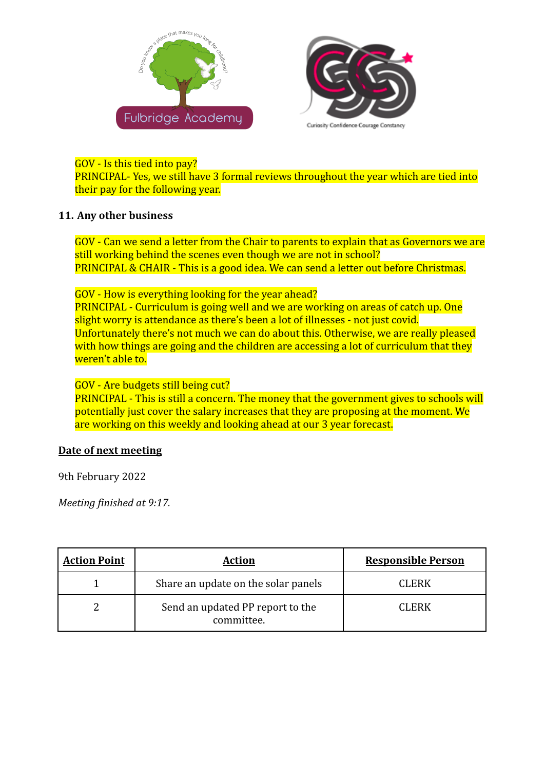GOV - Is this tied into pay?
PRINCIPAL- Yes, we still have 3 formal reviews throughout the year which are tied into their pay for the following year.

**11. Any other business**

GOV - Can we send a letter from the Chair to parents to explain that as Governors we are still working behind the scenes even though we are not in school?
PRINCIPAL & CHAIR - This is a good idea. We can send a letter out before Christmas.

GOV - How is everything looking for the year ahead?
PRINCIPAL - Curriculum is going well and we are working on areas of catch up. One slight worry is attendance as there's been a lot of illnesses - not just covid. Unfortunately there's not much we can do about this. Otherwise, we are really pleased with how things are going and the children are accessing a lot of curriculum that they weren't able to.

GOV - Are budgets still being cut?
PRINCIPAL - This is still a concern. The money that the government gives to schools will potentially just cover the salary increases that they are proposing at the moment. We are working on this weekly and looking ahead at our 3 year forecast.

**Date of next meeting**

9th February 2022

*Meeting finished at 9:17.*

| Action Point | Action | Responsible Person |
|---|---|---|
| 1 | Share an update on the solar panels | CLERK |
| 2 | Send an updated PP report to the committee. | CLERK |